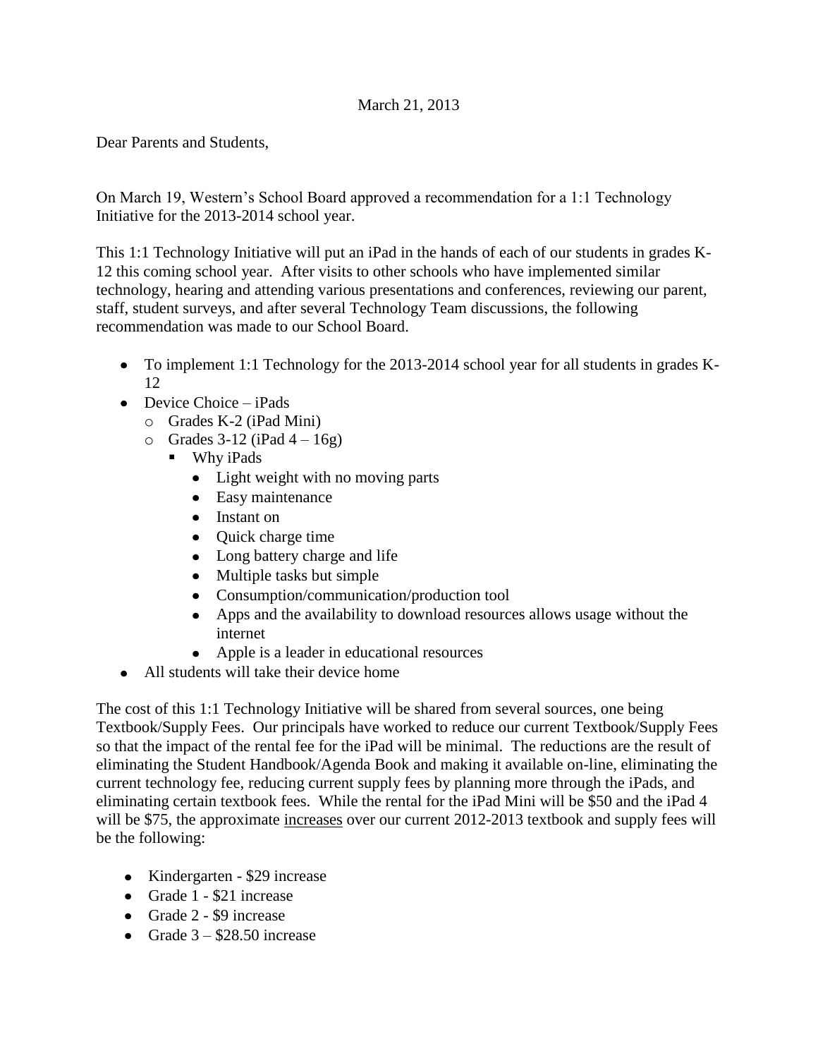March 21, 2013

Dear Parents and Students,

On March 19, Western's School Board approved a recommendation for a 1:1 Technology Initiative for the 2013-2014 school year.

This 1:1 Technology Initiative will put an iPad in the hands of each of our students in grades K-12 this coming school year. After visits to other schools who have implemented similar technology, hearing and attending various presentations and conferences, reviewing our parent, staff, student surveys, and after several Technology Team discussions, the following recommendation was made to our School Board.

- To implement 1:1 Technology for the 2013-2014 school year for all students in grades K-12
- Device Choice – iPads
  - Grades K-2 (iPad Mini)
  - Grades 3-12 (iPad 4 – 16g)
    - Why iPads
      - Light weight with no moving parts
      - Easy maintenance
      - Instant on
      - Quick charge time
      - Long battery charge and life
      - Multiple tasks but simple
      - Consumption/communication/production tool
      - Apps and the availability to download resources allows usage without the internet
      - Apple is a leader in educational resources
- All students will take their device home

The cost of this 1:1 Technology Initiative will be shared from several sources, one being Textbook/Supply Fees. Our principals have worked to reduce our current Textbook/Supply Fees so that the impact of the rental fee for the iPad will be minimal. The reductions are the result of eliminating the Student Handbook/Agenda Book and making it available on-line, eliminating the current technology fee, reducing current supply fees by planning more through the iPads, and eliminating certain textbook fees. While the rental for the iPad Mini will be $50 and the iPad 4 will be $75, the approximate <u>increases</u> over our current 2012-2013 textbook and supply fees will be the following:

- Kindergarten - $29 increase
- Grade 1 - $21 increase
- Grade 2 - $9 increase
- Grade 3 – $28.50 increase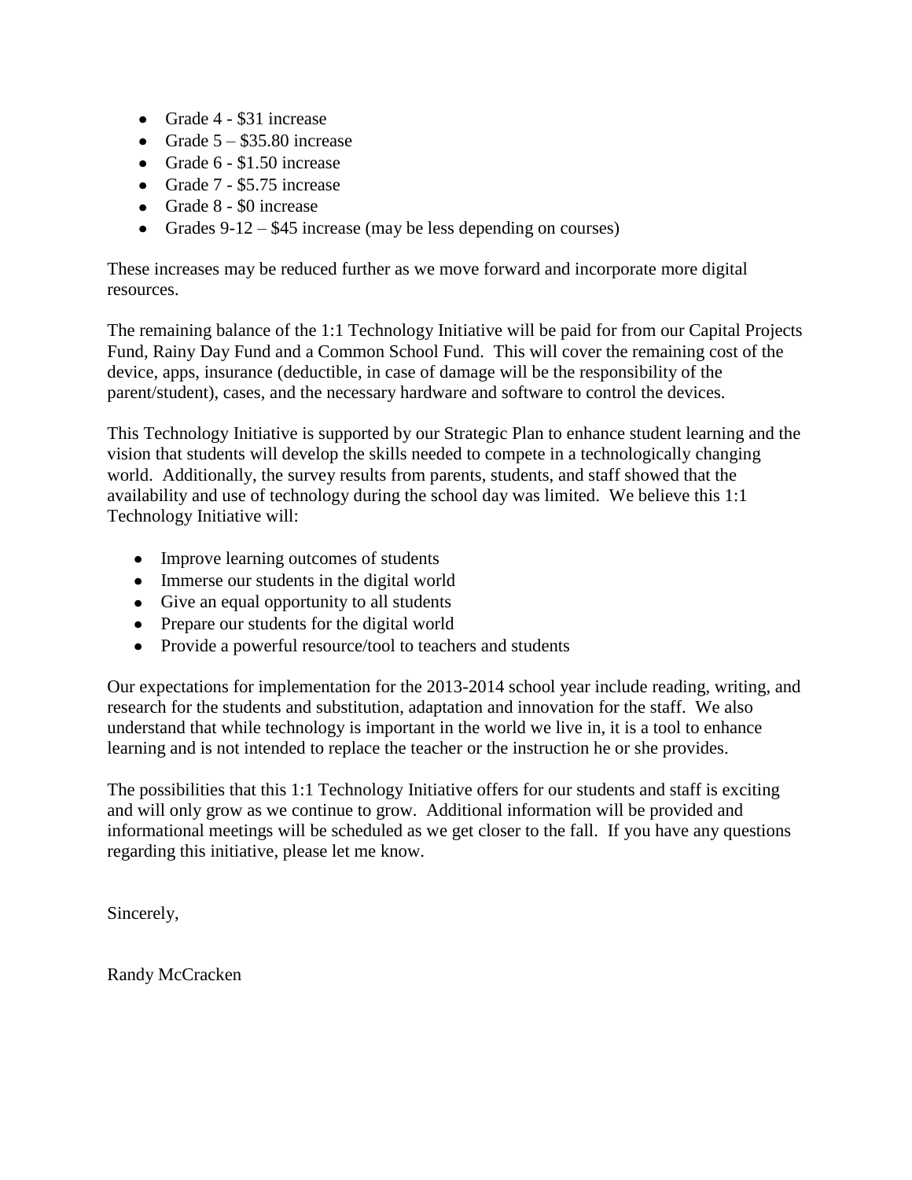- Grade 4 - $31 increase
- Grade 5 – $35.80 increase
- Grade 6 - $1.50 increase
- Grade 7 - $5.75 increase
- Grade 8 - $0 increase
- Grades 9-12 – $45 increase (may be less depending on courses)

These increases may be reduced further as we move forward and incorporate more digital resources.

The remaining balance of the 1:1 Technology Initiative will be paid for from our Capital Projects Fund, Rainy Day Fund and a Common School Fund. This will cover the remaining cost of the device, apps, insurance (deductible, in case of damage will be the responsibility of the parent/student), cases, and the necessary hardware and software to control the devices.

This Technology Initiative is supported by our Strategic Plan to enhance student learning and the vision that students will develop the skills needed to compete in a technologically changing world. Additionally, the survey results from parents, students, and staff showed that the availability and use of technology during the school day was limited. We believe this 1:1 Technology Initiative will:

- Improve learning outcomes of students
- Immerse our students in the digital world
- Give an equal opportunity to all students
- Prepare our students for the digital world
- Provide a powerful resource/tool to teachers and students

Our expectations for implementation for the 2013-2014 school year include reading, writing, and research for the students and substitution, adaptation and innovation for the staff. We also understand that while technology is important in the world we live in, it is a tool to enhance learning and is not intended to replace the teacher or the instruction he or she provides.

The possibilities that this 1:1 Technology Initiative offers for our students and staff is exciting and will only grow as we continue to grow. Additional information will be provided and informational meetings will be scheduled as we get closer to the fall. If you have any questions regarding this initiative, please let me know.

Sincerely,

Randy McCracken